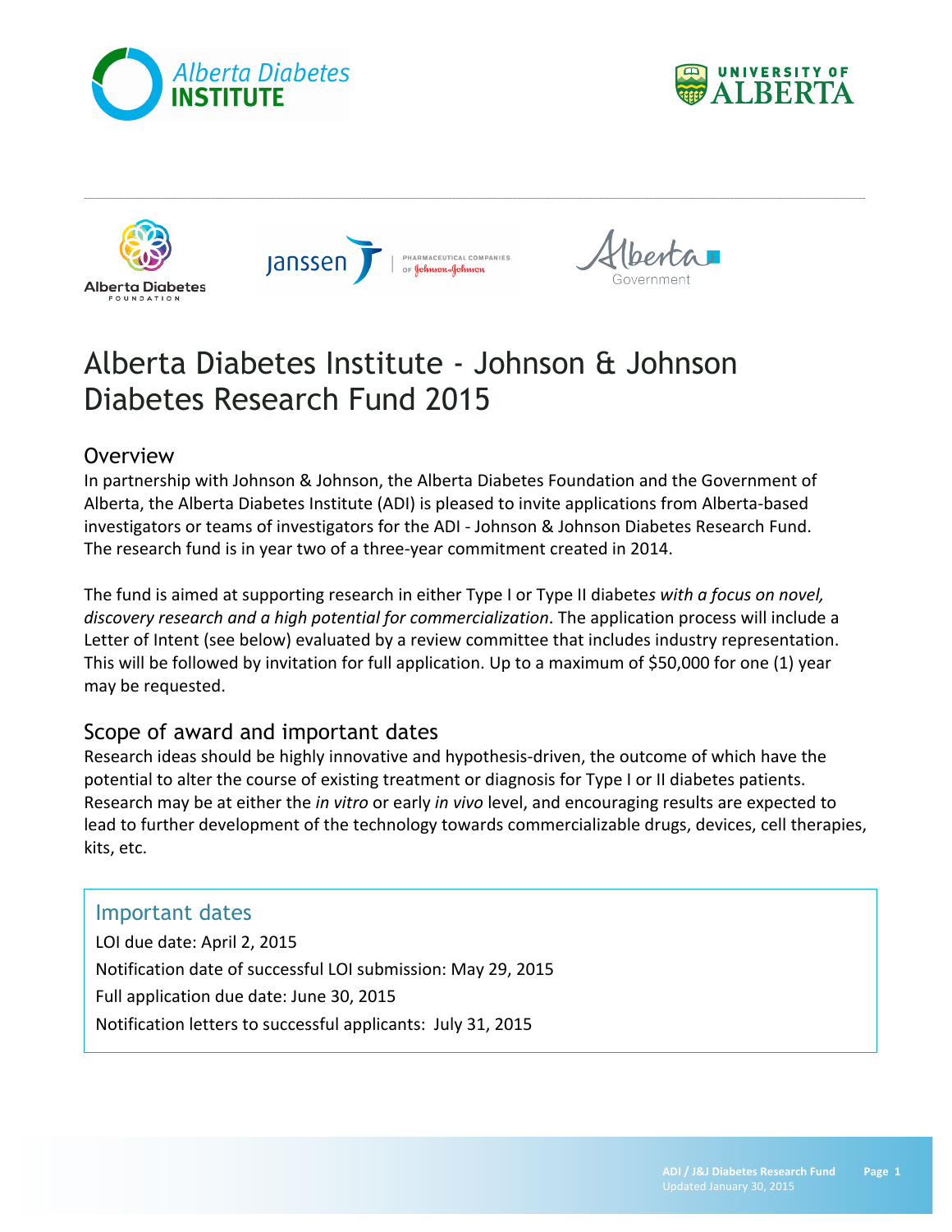# Alberta Diabetes Institute - Johnson & Johnson Diabetes Research Fund 2015

## Overview

In partnership with Johnson & Johnson, the Alberta Diabetes Foundation and the Government of Alberta, the Alberta Diabetes Institute (ADI) is pleased to invite applications from Alberta-based investigators or teams of investigators for the ADI - Johnson & Johnson Diabetes Research Fund. The research fund is in year two of a three-year commitment created in 2014.

The fund is aimed at supporting research in either Type I or Type II diabete*s with a focus on novel, discovery research and a high potential for commercialization*. The application process will include a Letter of Intent (see below) evaluated by a review committee that includes industry representation. This will be followed by invitation for full application. Up to a maximum of $50,000 for one (1) year may be requested.

## Scope of award and important dates

Research ideas should be highly innovative and hypothesis-driven, the outcome of which have the potential to alter the course of existing treatment or diagnosis for Type I or II diabetes patients. Research may be at either the *in vitro* or early *in vivo* level, and encouraging results are expected to lead to further development of the technology towards commercializable drugs, devices, cell therapies, kits, etc.

### Important dates

LOI due date: April 2, 2015

Notification date of successful LOI submission: May 29, 2015

Full application due date: June 30, 2015

Notification letters to successful applicants: July 31, 2015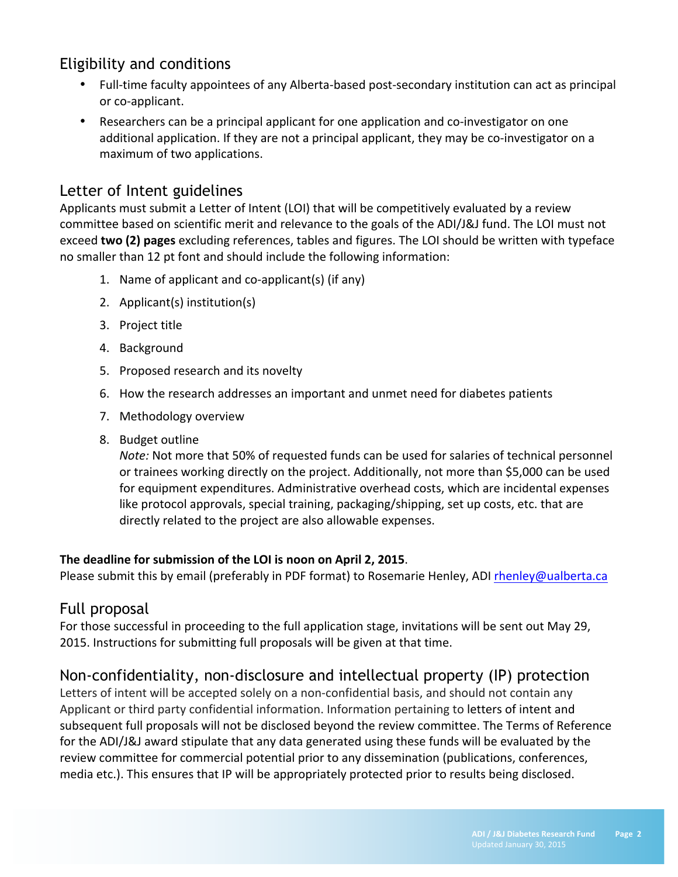## Eligibility and conditions

- Full-time faculty appointees of any Alberta-based post-secondary institution can act as principal or co-applicant.
- Researchers can be a principal applicant for one application and co-investigator on one additional application. If they are not a principal applicant, they may be co-investigator on a maximum of two applications.

## Letter of Intent guidelines

Applicants must submit a Letter of Intent (LOI) that will be competitively evaluated by a review committee based on scientific merit and relevance to the goals of the ADI/J&J fund. The LOI must not exceed **two (2) pages** excluding references, tables and figures. The LOI should be written with typeface no smaller than 12 pt font and should include the following information:

1. Name of applicant and co-applicant(s) (if any)
2. Applicant(s) institution(s)
3. Project title
4. Background
5. Proposed research and its novelty
6. How the research addresses an important and unmet need for diabetes patients
7. Methodology overview
8. Budget outline
   *Note:* Not more that 50% of requested funds can be used for salaries of technical personnel or trainees working directly on the project. Additionally, not more than $5,000 can be used for equipment expenditures. Administrative overhead costs, which are incidental expenses like protocol approvals, special training, packaging/shipping, set up costs, etc. that are directly related to the project are also allowable expenses.

**The deadline for submission of the LOI is noon on April 2, 2015**.
Please submit this by email (preferably in PDF format) to Rosemarie Henley, ADI rhenley@ualberta.ca

## Full proposal

For those successful in proceeding to the full application stage, invitations will be sent out May 29, 2015. Instructions for submitting full proposals will be given at that time.

## Non-confidentiality, non-disclosure and intellectual property (IP) protection

Letters of intent will be accepted solely on a non-confidential basis, and should not contain any Applicant or third party confidential information. Information pertaining to letters of intent and subsequent full proposals will not be disclosed beyond the review committee. The Terms of Reference for the ADI/J&J award stipulate that any data generated using these funds will be evaluated by the review committee for commercial potential prior to any dissemination (publications, conferences, media etc.). This ensures that IP will be appropriately protected prior to results being disclosed.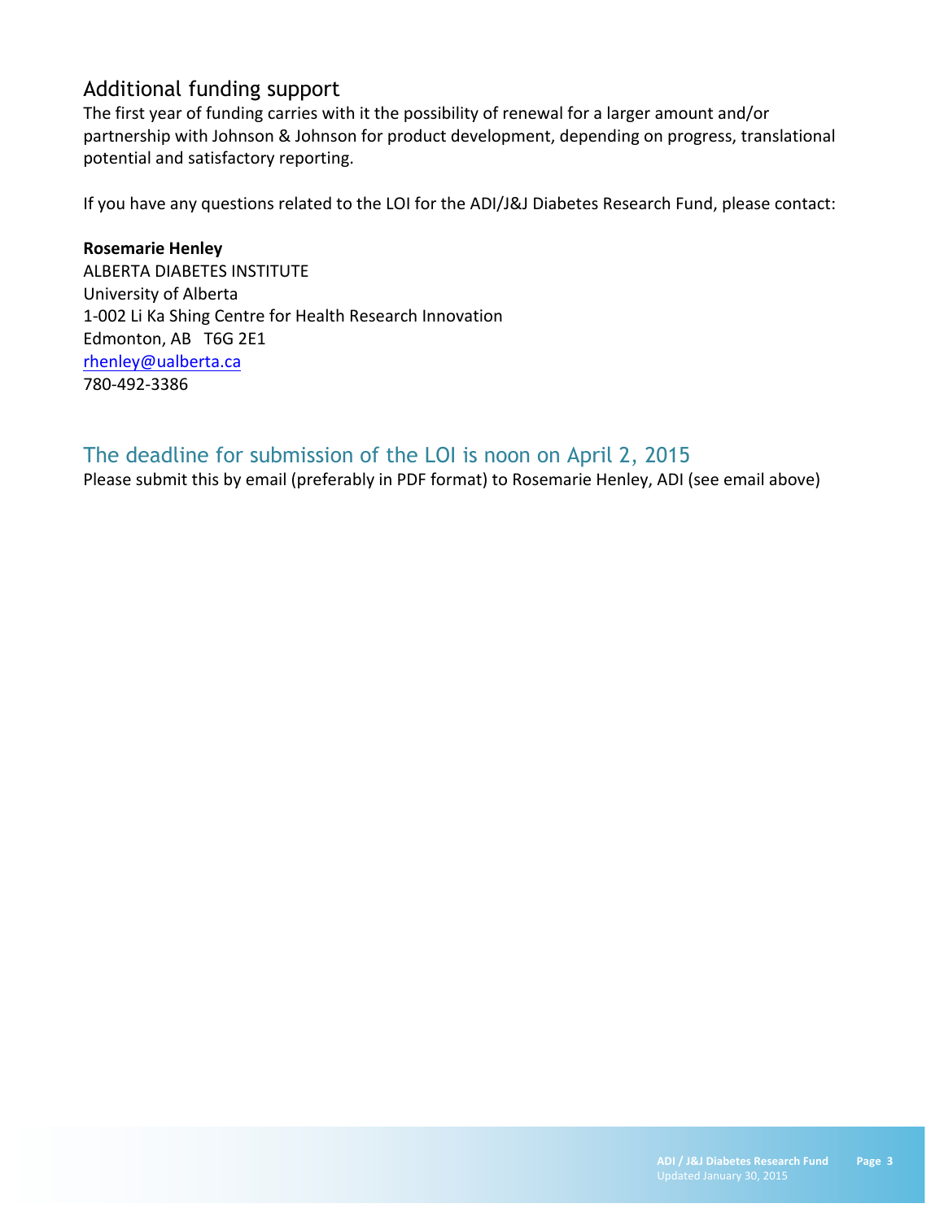## Additional funding support

The first year of funding carries with it the possibility of renewal for a larger amount and/or partnership with Johnson & Johnson for product development, depending on progress, translational potential and satisfactory reporting.

If you have any questions related to the LOI for the ADI/J&J Diabetes Research Fund, please contact:

**Rosemarie Henley**
ALBERTA DIABETES INSTITUTE
University of Alberta
1-002 Li Ka Shing Centre for Health Research Innovation
Edmonton, AB T6G 2E1
rhenley@ualberta.ca
780-492-3386

## The deadline for submission of the LOI is noon on April 2, 2015

Please submit this by email (preferably in PDF format) to Rosemarie Henley, ADI (see email above)